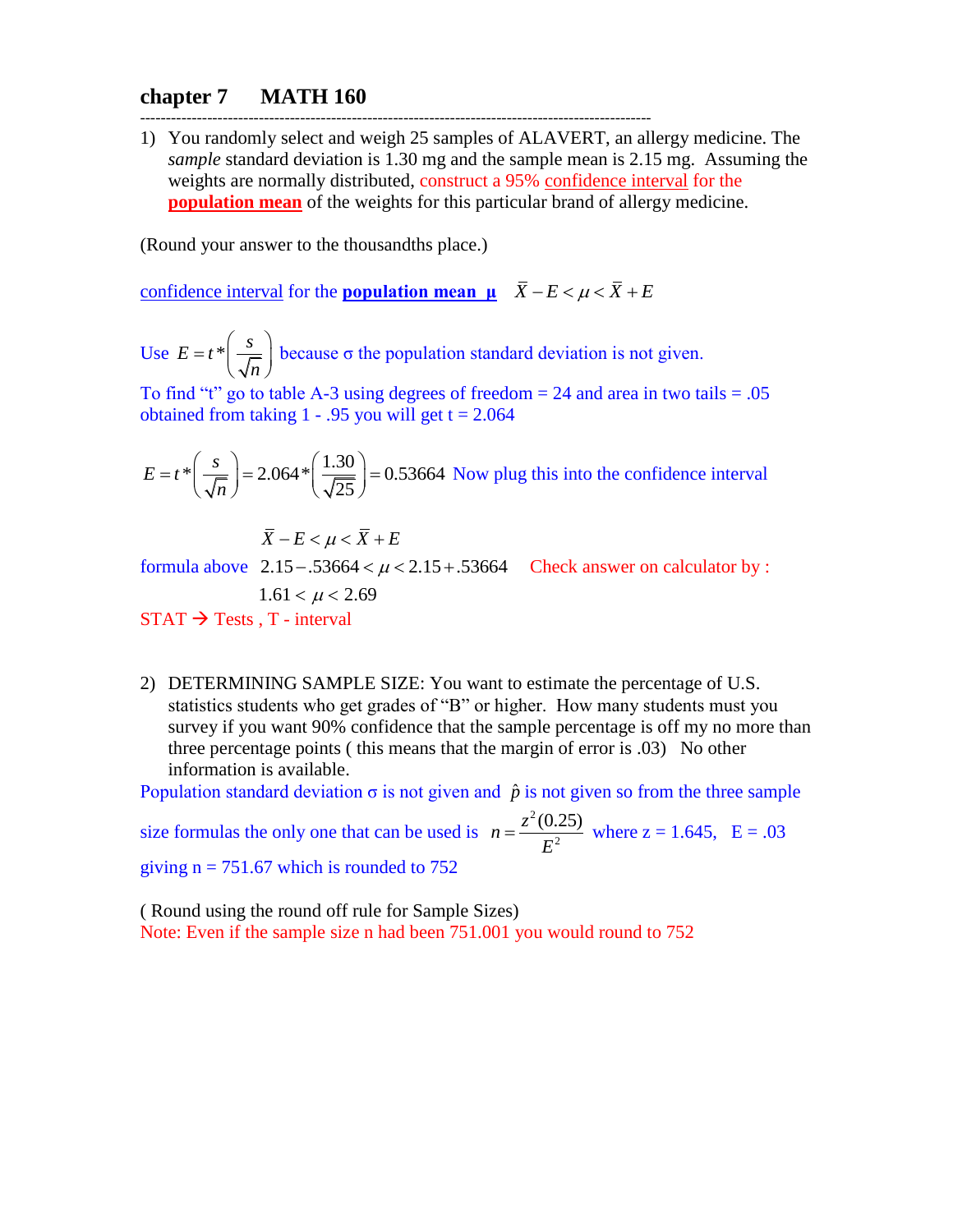# chapter 7 MATH 160

---

1) You randomly select and weigh 25 samples of ALAVERT, an allergy medicine. The *sample* standard deviation is 1.30 mg and the sample mean is 2.15 mg. Assuming the weights are normally distributed, construct a 95% confidence interval for the **population mean** of the weights for this particular brand of allergy medicine.

(Round your answer to the thousandths place.)

confidence interval for the **population mean μ** $\bar{X} - E < \mu < \bar{X} + E$

Use $E = t^*\left(\frac{s}{\sqrt{n}}\right)$ because σ the population standard deviation is not given.

To find "t" go to table A-3 using degrees of freedom = 24 and area in two tails = .05 obtained from taking 1 - .95 you will get t = 2.064

$E = t^*\left(\frac{s}{\sqrt{n}}\right) = 2.064^*\left(\frac{1.30}{\sqrt{25}}\right) = 0.53664$ Now plug this into the confidence interval

$$\bar{X} - E < \mu < \bar{X} + E$$

formula above $2.15 - .53664 < \mu < 2.15 + .53664$ Check answer on calculator by :

$$1.61 < \mu < 2.69$$

STAT → Tests , T - interval

2) DETERMINING SAMPLE SIZE: You want to estimate the percentage of U.S. statistics students who get grades of "B" or higher. How many students must you survey if you want 90% confidence that the sample percentage is off my no more than three percentage points ( this means that the margin of error is .03) No other information is available.

Population standard deviation σ is not given and $\hat{p}$ is not given so from the three sample size formulas the only one that can be used is $n = \frac{z^2(0.25)}{E^2}$ where z = 1.645, E = .03 giving n = 751.67 which is rounded to 752

( Round using the round off rule for Sample Sizes)

Note: Even if the sample size n had been 751.001 you would round to 752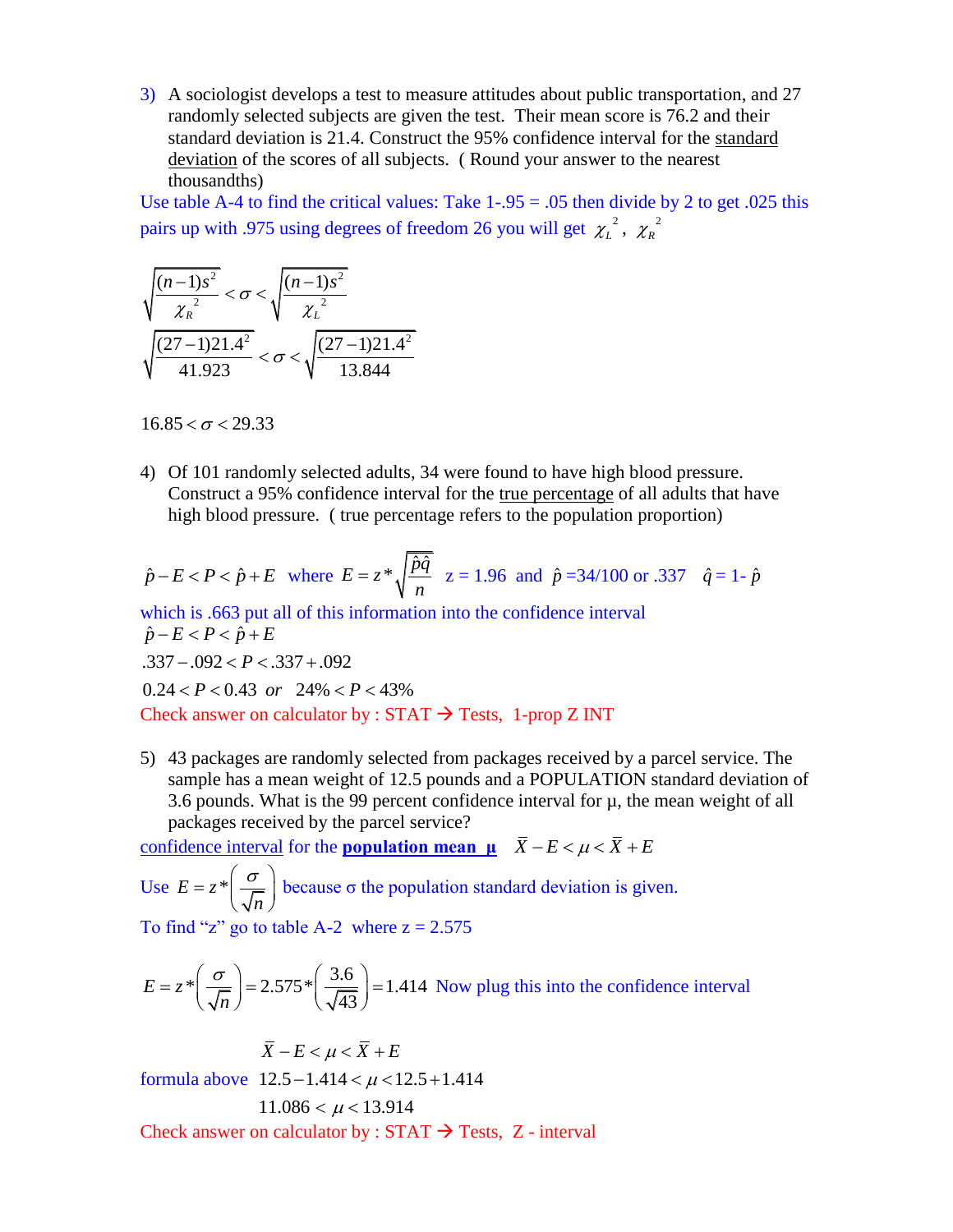3) A sociologist develops a test to measure attitudes about public transportation, and 27 randomly selected subjects are given the test. Their mean score is 76.2 and their standard deviation is 21.4. Construct the 95% confidence interval for the standard deviation of the scores of all subjects. ( Round your answer to the nearest thousandths)

Use table A-4 to find the critical values: Take 1-.95 = .05 then divide by 2 to get .025 this pairs up with .975 using degrees of freedom 26 you will get $\chi_L^2$, $\chi_R^2$

$$\sqrt{\frac{(n-1)s^2}{\chi_R^2}} < \sigma < \sqrt{\frac{(n-1)s^2}{\chi_L^2}}$$

$$\sqrt{\frac{(27-1)21.4^2}{41.923}} < \sigma < \sqrt{\frac{(27-1)21.4^2}{13.844}}$$

$$16.85 < \sigma < 29.33$$

4) Of 101 randomly selected adults, 34 were found to have high blood pressure. Construct a 95% confidence interval for the true percentage of all adults that have high blood pressure. ( true percentage refers to the population proportion)

$\hat{p} - E < P < \hat{p} + E$ where $E = z * \sqrt{\frac{\hat{p}\hat{q}}{n}}$ z = 1.96 and $\hat{p}$ =34/100 or .337 $\hat{q}$ = 1- $\hat{p}$

which is .663 put all of this information into the confidence interval

$\hat{p} - E < P < \hat{p} + E$

$.337 - .092 < P < .337 + .092$

$0.24 < P < 0.43$ *or* $24\% < P < 43\%$

Check answer on calculator by : STAT → Tests, 1-prop Z INT

5) 43 packages are randomly selected from packages received by a parcel service. The sample has a mean weight of 12.5 pounds and a POPULATION standard deviation of 3.6 pounds. What is the 99 percent confidence interval for μ, the mean weight of all packages received by the parcel service?

confidence interval for the **population mean μ** $\bar{X} - E < \mu < \bar{X} + E$

Use $E = z * \left(\frac{\sigma}{\sqrt{n}}\right)$ because σ the population standard deviation is given.

To find "z" go to table A-2 where z = 2.575

$E = z * \left(\frac{\sigma}{\sqrt{n}}\right) = 2.575 * \left(\frac{3.6}{\sqrt{43}}\right) = 1.414$ Now plug this into the confidence interval

$\bar{X} - E < \mu < \bar{X} + E$

formula above $12.5 - 1.414 < \mu < 12.5 + 1.414$

$11.086 < \mu < 13.914$

Check answer on calculator by : STAT → Tests, Z - interval